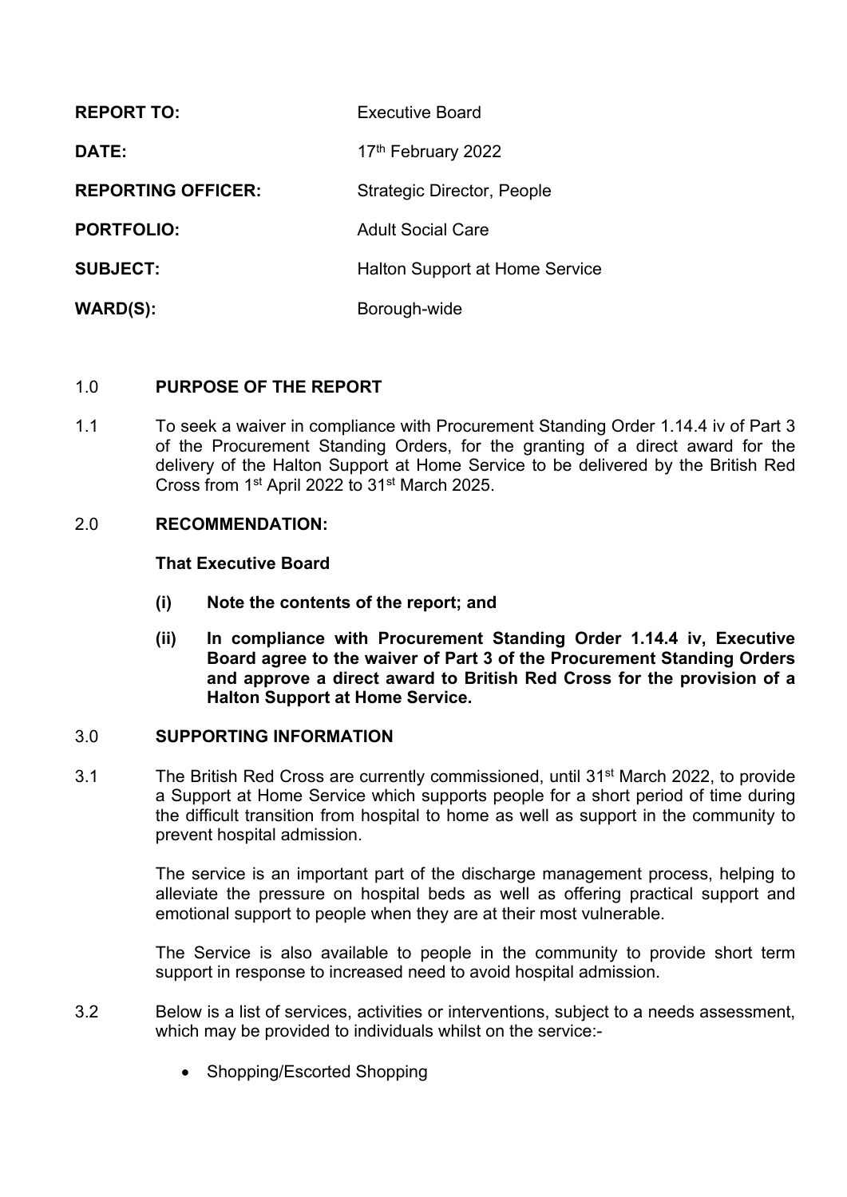| | |
|---|---|
| **REPORT TO:** | Executive Board |
| **DATE:** | 17th February 2022 |
| **REPORTING OFFICER:** | Strategic Director, People |
| **PORTFOLIO:** | Adult Social Care |
| **SUBJECT:** | Halton Support at Home Service |
| **WARD(S):** | Borough-wide |

## 1.0 PURPOSE OF THE REPORT

1.1 To seek a waiver in compliance with Procurement Standing Order 1.14.4 iv of Part 3 of the Procurement Standing Orders, for the granting of a direct award for the delivery of the Halton Support at Home Service to be delivered by the British Red Cross from 1st April 2022 to 31st March 2025.

## 2.0 RECOMMENDATION:

**That Executive Board**

**(i) Note the contents of the report; and**

**(ii) In compliance with Procurement Standing Order 1.14.4 iv, Executive Board agree to the waiver of Part 3 of the Procurement Standing Orders and approve a direct award to British Red Cross for the provision of a Halton Support at Home Service.**

## 3.0 SUPPORTING INFORMATION

3.1 The British Red Cross are currently commissioned, until 31st March 2022, to provide a Support at Home Service which supports people for a short period of time during the difficult transition from hospital to home as well as support in the community to prevent hospital admission.

The service is an important part of the discharge management process, helping to alleviate the pressure on hospital beds as well as offering practical support and emotional support to people when they are at their most vulnerable.

The Service is also available to people in the community to provide short term support in response to increased need to avoid hospital admission.

3.2 Below is a list of services, activities or interventions, subject to a needs assessment, which may be provided to individuals whilst on the service:-

- Shopping/Escorted Shopping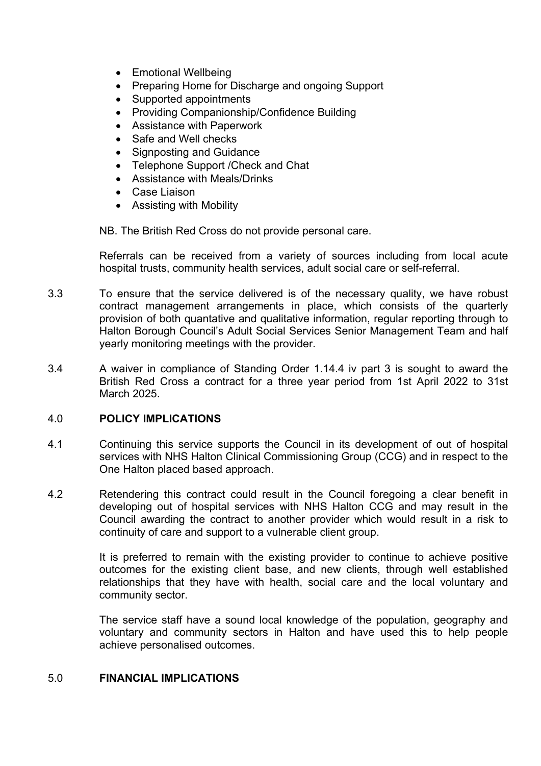- Emotional Wellbeing
- Preparing Home for Discharge and ongoing Support
- Supported appointments
- Providing Companionship/Confidence Building
- Assistance with Paperwork
- Safe and Well checks
- Signposting and Guidance
- Telephone Support /Check and Chat
- Assistance with Meals/Drinks
- Case Liaison
- Assisting with Mobility

NB. The British Red Cross do not provide personal care.

Referrals can be received from a variety of sources including from local acute hospital trusts, community health services, adult social care or self-referral.

3.3 To ensure that the service delivered is of the necessary quality, we have robust contract management arrangements in place, which consists of the quarterly provision of both quantative and qualitative information, regular reporting through to Halton Borough Council's Adult Social Services Senior Management Team and half yearly monitoring meetings with the provider.

3.4 A waiver in compliance of Standing Order 1.14.4 iv part 3 is sought to award the British Red Cross a contract for a three year period from 1st April 2022 to 31st March 2025.

## 4.0 POLICY IMPLICATIONS

4.1 Continuing this service supports the Council in its development of out of hospital services with NHS Halton Clinical Commissioning Group (CCG) and in respect to the One Halton placed based approach.

4.2 Retendering this contract could result in the Council foregoing a clear benefit in developing out of hospital services with NHS Halton CCG and may result in the Council awarding the contract to another provider which would result in a risk to continuity of care and support to a vulnerable client group.

It is preferred to remain with the existing provider to continue to achieve positive outcomes for the existing client base, and new clients, through well established relationships that they have with health, social care and the local voluntary and community sector.

The service staff have a sound local knowledge of the population, geography and voluntary and community sectors in Halton and have used this to help people achieve personalised outcomes.

## 5.0 FINANCIAL IMPLICATIONS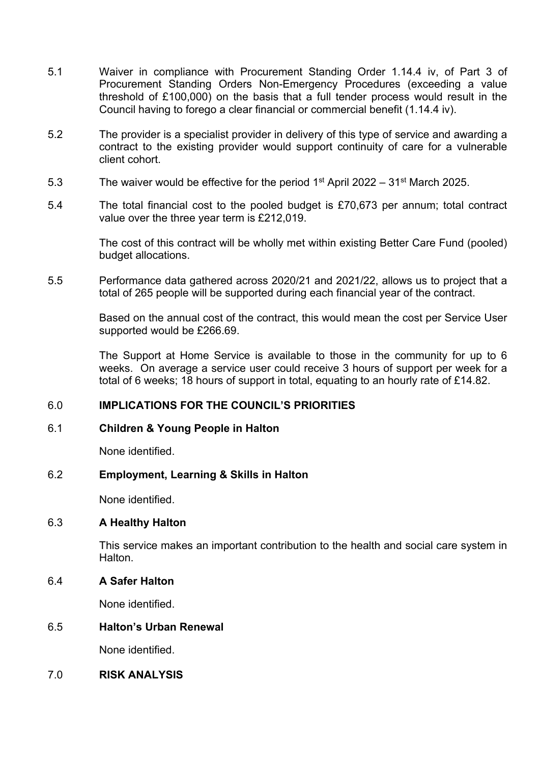5.1 Waiver in compliance with Procurement Standing Order 1.14.4 iv, of Part 3 of Procurement Standing Orders Non-Emergency Procedures (exceeding a value threshold of £100,000) on the basis that a full tender process would result in the Council having to forego a clear financial or commercial benefit (1.14.4 iv).

5.2 The provider is a specialist provider in delivery of this type of service and awarding a contract to the existing provider would support continuity of care for a vulnerable client cohort.

5.3 The waiver would be effective for the period 1st April 2022 – 31st March 2025.

5.4 The total financial cost to the pooled budget is £70,673 per annum; total contract value over the three year term is £212,019.

The cost of this contract will be wholly met within existing Better Care Fund (pooled) budget allocations.

5.5 Performance data gathered across 2020/21 and 2021/22, allows us to project that a total of 265 people will be supported during each financial year of the contract.

Based on the annual cost of the contract, this would mean the cost per Service User supported would be £266.69.

The Support at Home Service is available to those in the community for up to 6 weeks. On average a service user could receive 3 hours of support per week for a total of 6 weeks; 18 hours of support in total, equating to an hourly rate of £14.82.

## 6.0 IMPLICATIONS FOR THE COUNCIL'S PRIORITIES

### 6.1 Children & Young People in Halton

None identified.

### 6.2 Employment, Learning & Skills in Halton

None identified.

### 6.3 A Healthy Halton

This service makes an important contribution to the health and social care system in Halton.

### 6.4 A Safer Halton

None identified.

### 6.5 Halton's Urban Renewal

None identified.

## 7.0 RISK ANALYSIS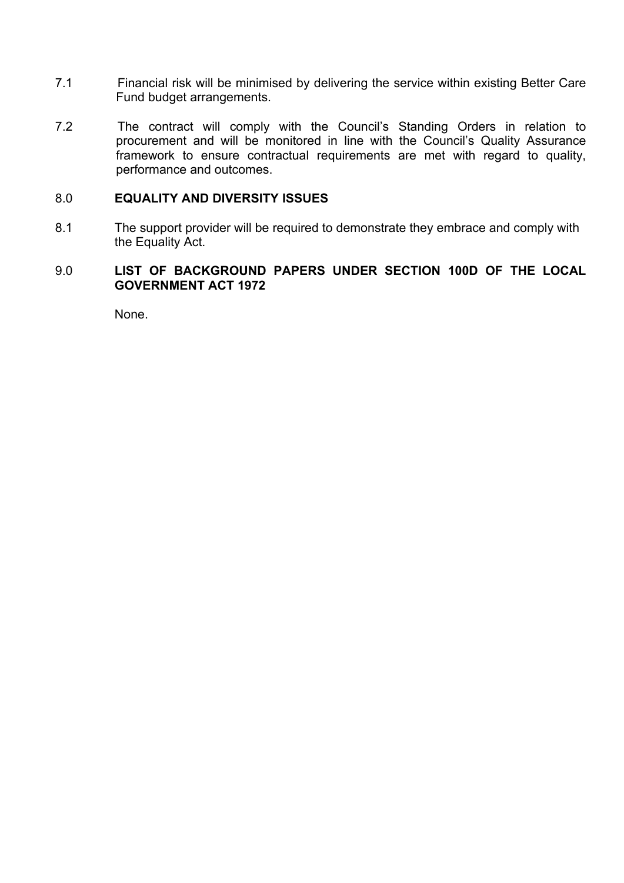7.1 Financial risk will be minimised by delivering the service within existing Better Care Fund budget arrangements.

7.2 The contract will comply with the Council's Standing Orders in relation to procurement and will be monitored in line with the Council's Quality Assurance framework to ensure contractual requirements are met with regard to quality, performance and outcomes.

## 8.0 EQUALITY AND DIVERSITY ISSUES

8.1 The support provider will be required to demonstrate they embrace and comply with the Equality Act.

## 9.0 LIST OF BACKGROUND PAPERS UNDER SECTION 100D OF THE LOCAL GOVERNMENT ACT 1972

None.